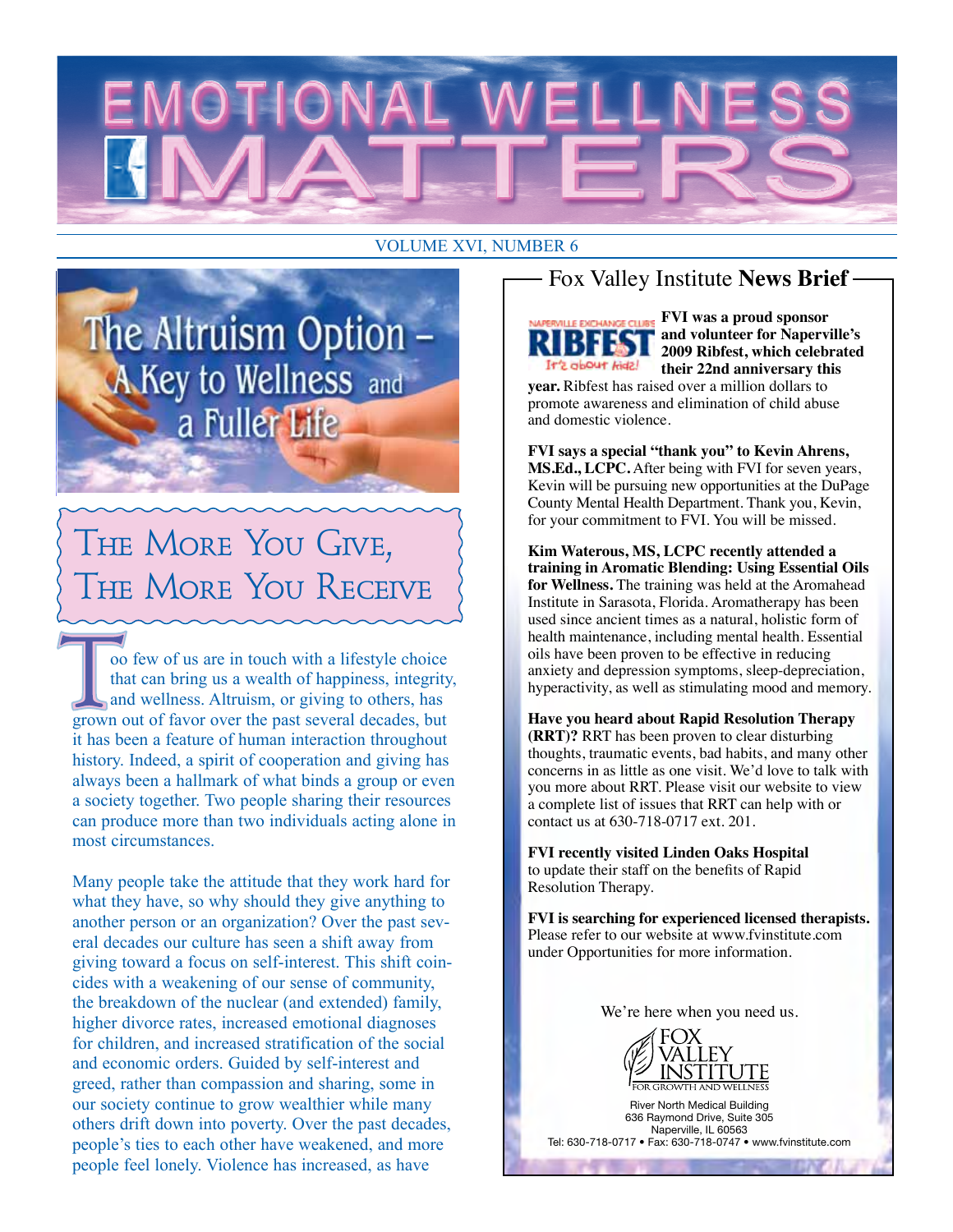# EMOTIONAL WELLNESS MATTERS

VOLUME XVI, NUMBER 6

## The Altruism Option – A Key to Wellness and a Fuller Life

## The More You Give, The More You Receive

Too few of us are in touch with a lifestyle choice that can bring us a wealth of happiness, integrity, and wellness. Altruism, or giving to others, has grown out of favor over the past several decades, but it has been a feature of human interaction throughout history. Indeed, a spirit of cooperation and giving has always been a hallmark of what binds a group or even a society together. Two people sharing their resources can produce more than two individuals acting alone in most circumstances.

Many people take the attitude that they work hard for what they have, so why should they give anything to another person or an organization? Over the past several decades our culture has seen a shift away from giving toward a focus on self-interest. This shift coincides with a weakening of our sense of community, the breakdown of the nuclear (and extended) family, higher divorce rates, increased emotional diagnoses for children, and increased stratification of the social and economic orders. Guided by self-interest and greed, rather than compassion and sharing, some in our society continue to grow wealthier while many others drift down into poverty. Over the past decades, people's ties to each other have weakened, and more people feel lonely. Violence has increased, as have

## Fox Valley Institute **News Brief**

NAPERVILLE EXCHANGE CLUB'S RIBFEST It's about Kids!

**FVI was a proud sponsor and volunteer for Naperville's 2009 Ribfest, which celebrated their 22nd anniversary this year.** Ribfest has raised over a million dollars to promote awareness and elimination of child abuse and domestic violence.

**FVI says a special "thank you" to Kevin Ahrens, MS.Ed., LCPC.** After being with FVI for seven years, Kevin will be pursuing new opportunities at the DuPage County Mental Health Department. Thank you, Kevin, for your commitment to FVI. You will be missed.

**Kim Waterous, MS, LCPC recently attended a training in Aromatic Blending: Using Essential Oils for Wellness.** The training was held at the Aromahead Institute in Sarasota, Florida. Aromatherapy has been used since ancient times as a natural, holistic form of health maintenance, including mental health. Essential oils have been proven to be effective in reducing anxiety and depression symptoms, sleep-depreciation, hyperactivity, as well as stimulating mood and memory.

**Have you heard about Rapid Resolution Therapy (RRT)?** RRT has been proven to clear disturbing thoughts, traumatic events, bad habits, and many other concerns in as little as one visit. We'd love to talk with you more about RRT. Please visit our website to view a complete list of issues that RRT can help with or contact us at 630-718-0717 ext. 201.

**FVI recently visited Linden Oaks Hospital** to update their staff on the benefits of Rapid Resolution Therapy.

**FVI is searching for experienced licensed therapists.** Please refer to our website at www.fvinstitute.com under Opportunities for more information.

We're here when you need us.

FOX VALLEY INSTITUTE
FOR GROWTH AND WELLNESS

River North Medical Building
636 Raymond Drive, Suite 305
Naperville, IL 60563
Tel: 630-718-0717 • Fax: 630-718-0747 • www.fvinstitute.com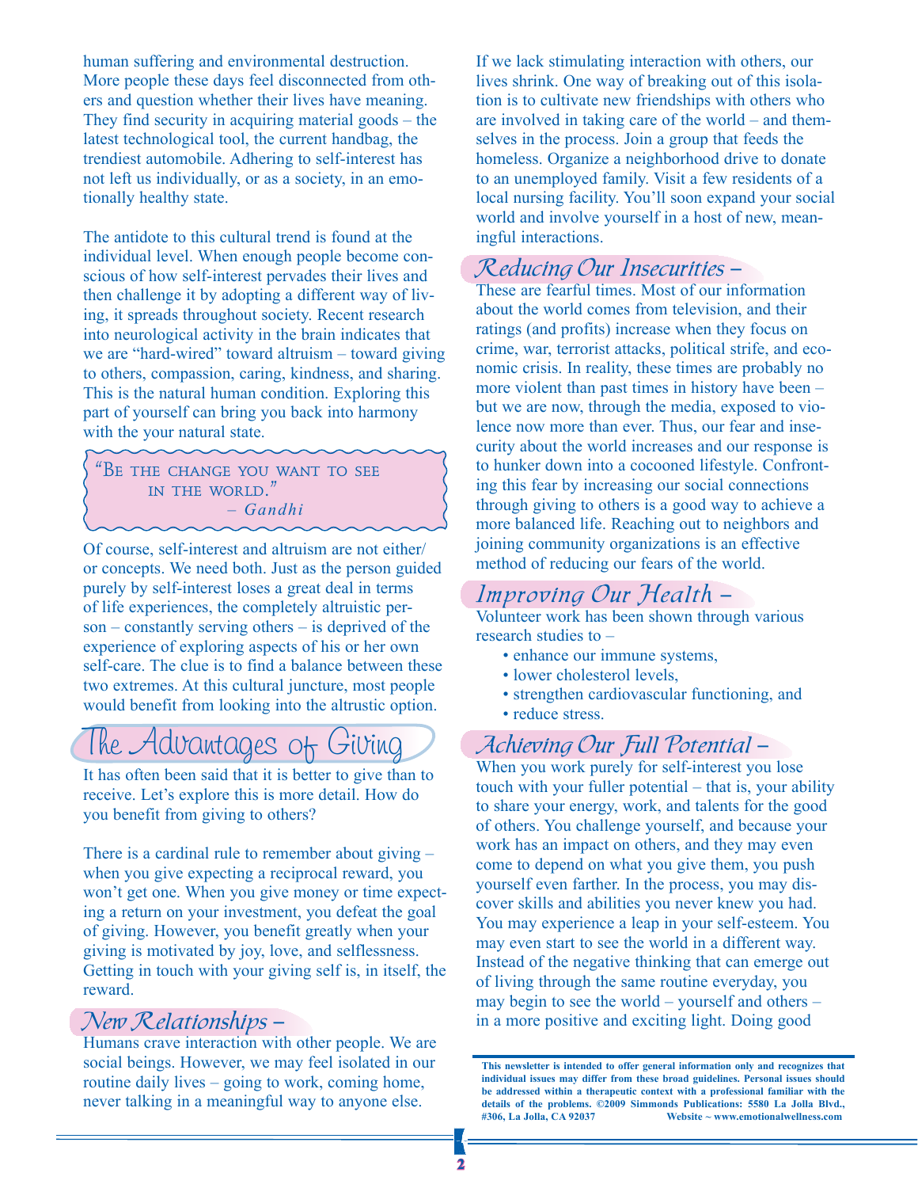human suffering and environmental destruction. More people these days feel disconnected from others and question whether their lives have meaning. They find security in acquiring material goods – the latest technological tool, the current handbag, the trendiest automobile. Adhering to self-interest has not left us individually, or as a society, in an emotionally healthy state.

The antidote to this cultural trend is found at the individual level. When enough people become conscious of how self-interest pervades their lives and then challenge it by adopting a different way of living, it spreads throughout society. Recent research into neurological activity in the brain indicates that we are "hard-wired" toward altruism – toward giving to others, compassion, caring, kindness, and sharing. This is the natural human condition. Exploring this part of yourself can bring you back into harmony with the your natural state.

> "Be the change you want to see in the world."
> – *Gandhi*

Of course, self-interest and altruism are not either/or concepts. We need both. Just as the person guided purely by self-interest loses a great deal in terms of life experiences, the completely altruistic person – constantly serving others – is deprived of the experience of exploring aspects of his or her own self-care. The clue is to find a balance between these two extremes. At this cultural juncture, most people would benefit from looking into the altrustic option.

## The Advantages of Giving

It has often been said that it is better to give than to receive. Let's explore this is more detail. How do you benefit from giving to others?

There is a cardinal rule to remember about giving – when you give expecting a reciprocal reward, you won't get one. When you give money or time expecting a return on your investment, you defeat the goal of giving. However, you benefit greatly when your giving is motivated by joy, love, and selflessness. Getting in touch with your giving self is, in itself, the reward.

### New Relationships –

Humans crave interaction with other people. We are social beings. However, we may feel isolated in our routine daily lives – going to work, coming home, never talking in a meaningful way to anyone else. If we lack stimulating interaction with others, our lives shrink. One way of breaking out of this isolation is to cultivate new friendships with others who are involved in taking care of the world – and themselves in the process. Join a group that feeds the homeless. Organize a neighborhood drive to donate to an unemployed family. Visit a few residents of a local nursing facility. You'll soon expand your social world and involve yourself in a host of new, meaningful interactions.

### Reducing Our Insecurities –

These are fearful times. Most of our information about the world comes from television, and their ratings (and profits) increase when they focus on crime, war, terrorist attacks, political strife, and economic crisis. In reality, these times are probably no more violent than past times in history have been – but we are now, through the media, exposed to violence now more than ever. Thus, our fear and insecurity about the world increases and our response is to hunker down into a cocooned lifestyle. Confronting this fear by increasing our social connections through giving to others is a good way to achieve a more balanced life. Reaching out to neighbors and joining community organizations is an effective method of reducing our fears of the world.

### Improving Our Health –

Volunteer work has been shown through various research studies to –

- enhance our immune systems,
- lower cholesterol levels,
- strengthen cardiovascular functioning, and
- reduce stress.

### Achieving Our Full Potential –

When you work purely for self-interest you lose touch with your fuller potential – that is, your ability to share your energy, work, and talents for the good of others. You challenge yourself, and because your work has an impact on others, and they may even come to depend on what you give them, you push yourself even farther. In the process, you may discover skills and abilities you never knew you had. You may experience a leap in your self-esteem. You may even start to see the world in a different way. Instead of the negative thinking that can emerge out of living through the same routine everyday, you may begin to see the world – yourself and others – in a more positive and exciting light. Doing good

**This newsletter is intended to offer general information only and recognizes that individual issues may differ from these broad guidelines. Personal issues should be addressed within a therapeutic context with a professional familiar with the details of the problems. ©2009 Simmonds Publications: 5580 La Jolla Blvd., #306, La Jolla, CA 92037 Website ~ www.emotionalwellness.com**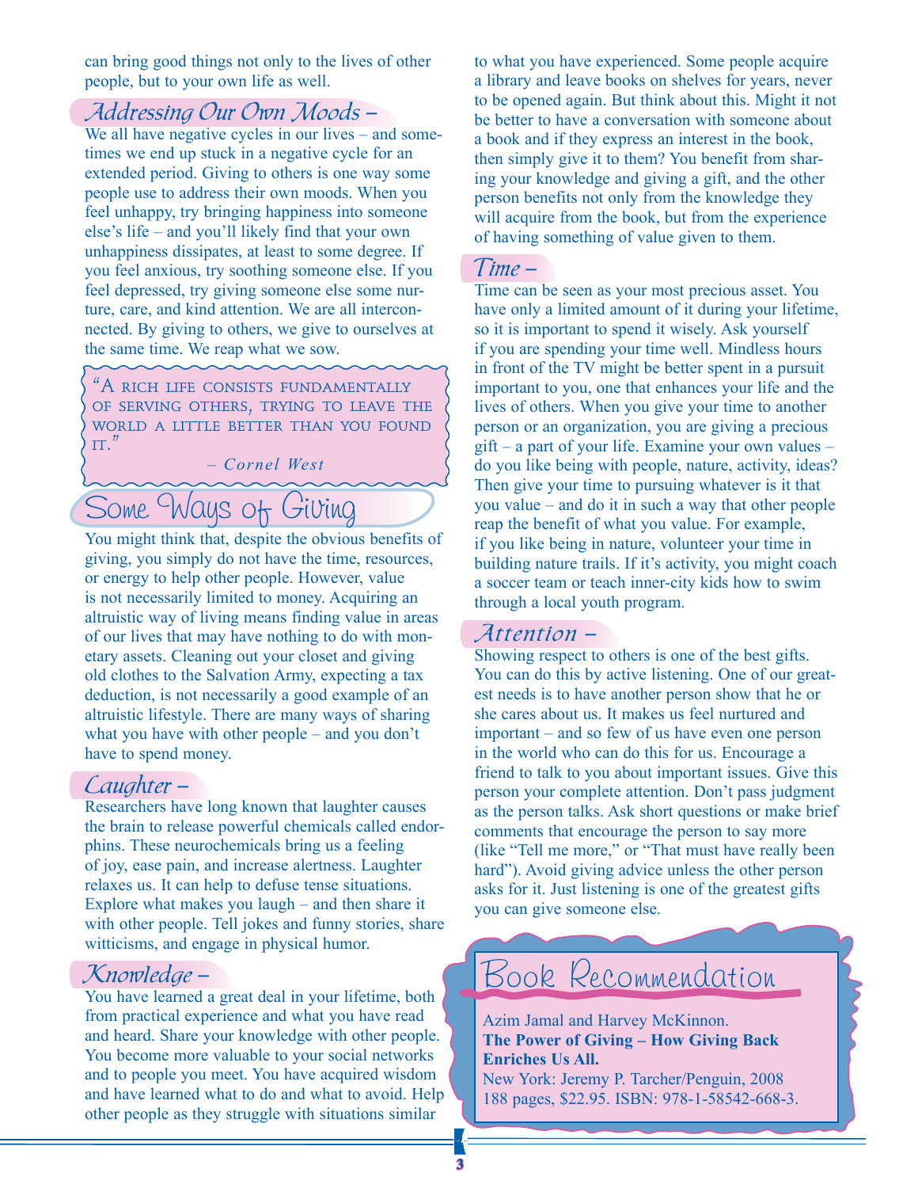can bring good things not only to the lives of other people, but to your own life as well.

### *Addressing Our Own Moods –*

We all have negative cycles in our lives – and sometimes we end up stuck in a negative cycle for an extended period. Giving to others is one way some people use to address their own moods. When you feel unhappy, try bringing happiness into someone else's life – and you'll likely find that your own unhappiness dissipates, at least to some degree. If you feel anxious, try soothing someone else. If you feel depressed, try giving someone else some nurture, care, and kind attention. We are all interconnected. By giving to others, we give to ourselves at the same time. We reap what we sow.

> "A rich life consists fundamentally of serving others, trying to leave the world a little better than you found it."
>
> – *Cornel West*

## Some Ways of Giving

You might think that, despite the obvious benefits of giving, you simply do not have the time, resources, or energy to help other people. However, value is not necessarily limited to money. Acquiring an altruistic way of living means finding value in areas of our lives that may have nothing to do with monetary assets. Cleaning out your closet and giving old clothes to the Salvation Army, expecting a tax deduction, is not necessarily a good example of an altruistic lifestyle. There are many ways of sharing what you have with other people – and you don't have to spend money.

### *Laughter –*

Researchers have long known that laughter causes the brain to release powerful chemicals called endorphins. These neurochemicals bring us a feeling of joy, ease pain, and increase alertness. Laughter relaxes us. It can help to defuse tense situations. Explore what makes you laugh – and then share it with other people. Tell jokes and funny stories, share witticisms, and engage in physical humor.

### *Knowledge –*

You have learned a great deal in your lifetime, both from practical experience and what you have read and heard. Share your knowledge with other people. You become more valuable to your social networks and to people you meet. You have acquired wisdom and have learned what to do and what to avoid. Help other people as they struggle with situations similar to what you have experienced. Some people acquire a library and leave books on shelves for years, never to be opened again. But think about this. Might it not be better to have a conversation with someone about a book and if they express an interest in the book, then simply give it to them? You benefit from sharing your knowledge and giving a gift, and the other person benefits not only from the knowledge they will acquire from the book, but from the experience of having something of value given to them.

### *Time –*

Time can be seen as your most precious asset. You have only a limited amount of it during your lifetime, so it is important to spend it wisely. Ask yourself if you are spending your time well. Mindless hours in front of the TV might be better spent in a pursuit important to you, one that enhances your life and the lives of others. When you give your time to another person or an organization, you are giving a precious gift – a part of your life. Examine your own values – do you like being with people, nature, activity, ideas? Then give your time to pursuing whatever is it that you value – and do it in such a way that other people reap the benefit of what you value. For example, if you like being in nature, volunteer your time in building nature trails. If it's activity, you might coach a soccer team or teach inner-city kids how to swim through a local youth program.

### *Attention –*

Showing respect to others is one of the best gifts. You can do this by active listening. One of our greatest needs is to have another person show that he or she cares about us. It makes us feel nurtured and important – and so few of us have even one person in the world who can do this for us. Encourage a friend to talk to you about important issues. Give this person your complete attention. Don't pass judgment as the person talks. Ask short questions or make brief comments that encourage the person to say more (like "Tell me more," or "That must have really been hard"). Avoid giving advice unless the other person asks for it. Just listening is one of the greatest gifts you can give someone else.

## Book Recommendation

Azim Jamal and Harvey McKinnon.
**The Power of Giving – How Giving Back Enriches Us All.**
New York: Jeremy P. Tarcher/Penguin, 2008
188 pages, $22.95. ISBN: 978-1-58542-668-3.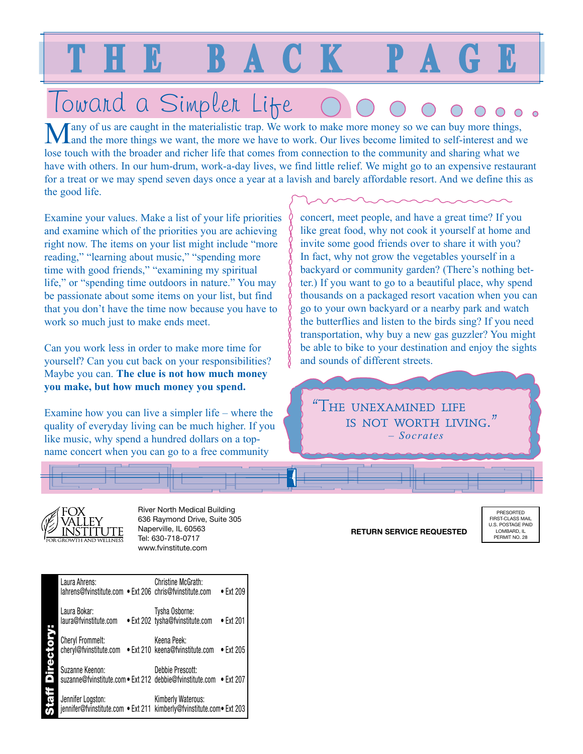# THE BACK PAGE

## Toward a Simpler Life

Many of us are caught in the materialistic trap. We work to make more money so we can buy more things, and the more things we want, the more we have to work. Our lives become limited to self-interest and we lose touch with the broader and richer life that comes from connection to the community and sharing what we have with others. In our hum-drum, work-a-day lives, we find little relief. We might go to an expensive restaurant for a treat or we may spend seven days once a year at a lavish and barely affordable resort. And we define this as the good life.

Examine your values. Make a list of your life priorities and examine which of the priorities you are achieving right now. The items on your list might include "more reading," "learning about music," "spending more time with good friends," "examining my spiritual life," or "spending time outdoors in nature." You may be passionate about some items on your list, but find that you don't have the time now because you have to work so much just to make ends meet.

Can you work less in order to make more time for yourself? Can you cut back on your responsibilities? Maybe you can. **The clue is not how much money you make, but how much money you spend.**

Examine how you can live a simpler life – where the quality of everyday living can be much higher. If you like music, why spend a hundred dollars on a top-name concert when you can go to a free community concert, meet people, and have a great time? If you like great food, why not cook it yourself at home and invite some good friends over to share it with you? In fact, why not grow the vegetables yourself in a backyard or community garden? (There's nothing better.) If you want to go to a beautiful place, why spend thousands on a packaged resort vacation when you can go to your own backyard or a nearby park and watch the butterflies and listen to the birds sing? If you need transportation, why buy a new gas guzzler? You might be able to bike to your destination and enjoy the sights and sounds of different streets.

> "The unexamined life is not worth living."
> *– Socrates*

FOX VALLEY INSTITUTE FOR GROWTH AND WELLNESS

River North Medical Building
636 Raymond Drive, Suite 305
Naperville, IL 60563
Tel: 630-718-0717
www.fvinstitute.com

RETURN SERVICE REQUESTED

PRESORTED
FIRST-CLASS MAIL
U.S. POSTAGE PAID
LOMBARD, IL
PERMIT NO. 28

**Staff Directory:**

| | |
|---|---|
| Laura Ahrens: lahrens@fvinstitute.com • Ext 206 | Christine McGrath: chris@fvinstitute.com • Ext 209 |
| Laura Bokar: laura@fvinstitute.com • Ext 202 | Tysha Osborne: tysha@fvinstitute.com • Ext 201 |
| Cheryl Frommelt: cheryl@fvinstitute.com • Ext 210 | Keena Peek: keena@fvinstitute.com • Ext 205 |
| Suzanne Keenon: suzanne@fvinstitute.com • Ext 212 | Debbie Prescott: debbie@fvinstitute.com • Ext 207 |
| Jennifer Logston: jennifer@fvinstitute.com • Ext 211 | Kimberly Waterous: kimberly@fvinstitute.com • Ext 203 |